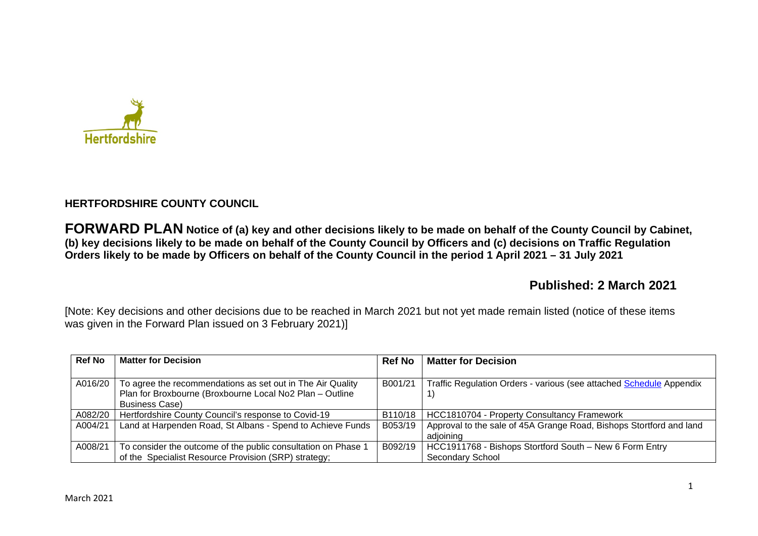Hertfordshire

## HERTFORDSHIRE COUNTY COUNCIL

**FORWARD PLAN Notice of (a) key and other decisions likely to be made on behalf of the County Council by Cabinet, (b) key decisions likely to be made on behalf of the County Council by Officers and (c) decisions on Traffic Regulation Orders likely to be made by Officers on behalf of the County Council in the period 1 April 2021 – 31 July 2021**

## Published: 2 March 2021

[Note: Key decisions and other decisions due to be reached in March 2021 but not yet made remain listed (notice of these items was given in the Forward Plan issued on 3 February 2021)]

| Ref No | Matter for Decision | Ref No | Matter for Decision |
|---|---|---|---|
| A016/20 | To agree the recommendations as set out in The Air Quality Plan for Broxbourne (Broxbourne Local No2 Plan – Outline Business Case) | B001/21 | Traffic Regulation Orders - various (see attached Schedule Appendix 1) |
| A082/20 | Hertfordshire County Council's response to Covid-19 | B110/18 | HCC1810704 - Property Consultancy Framework |
| A004/21 | Land at Harpenden Road, St Albans - Spend to Achieve Funds | B053/19 | Approval to the sale of 45A Grange Road, Bishops Stortford and land adjoining |
| A008/21 | To consider the outcome of the public consultation on Phase 1 of the Specialist Resource Provision (SRP) strategy; | B092/19 | HCC1911768 - Bishops Stortford South – New 6 Form Entry Secondary School |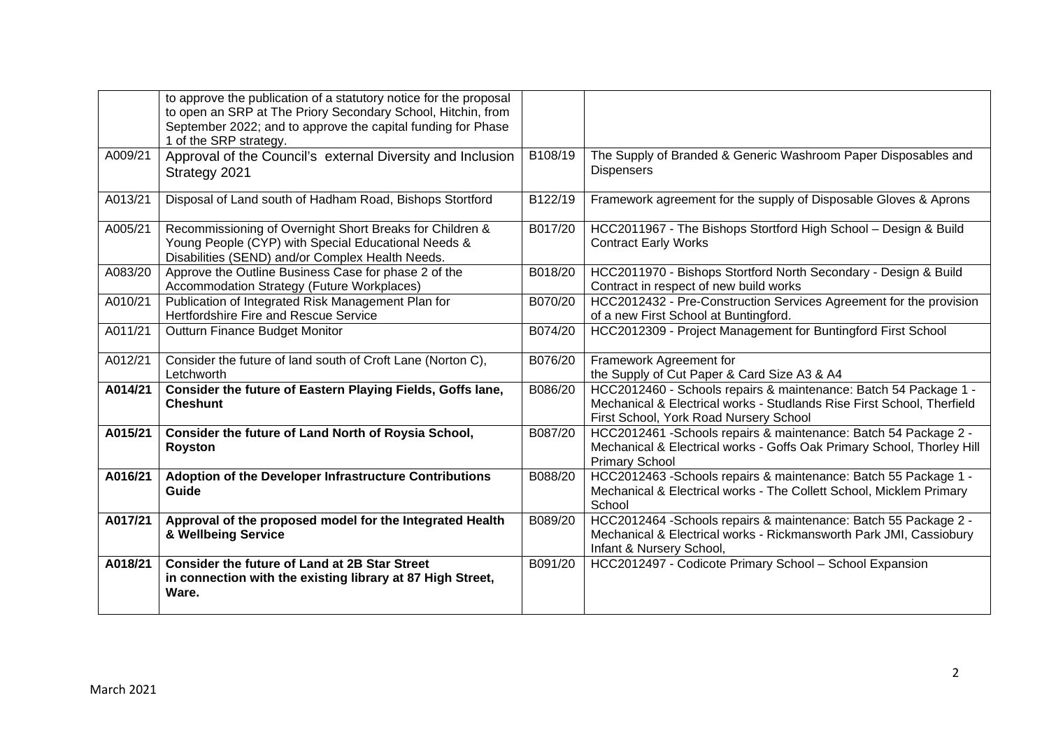| | | | |
|---|---|---|---|
| | to approve the publication of a statutory notice for the proposal to open an SRP at The Priory Secondary School, Hitchin, from September 2022; and to approve the capital funding for Phase 1 of the SRP strategy. | | |
| A009/21 | Approval of the Council's external Diversity and Inclusion Strategy 2021 | B108/19 | The Supply of Branded & Generic Washroom Paper Disposables and Dispensers |
| A013/21 | Disposal of Land south of Hadham Road, Bishops Stortford | B122/19 | Framework agreement for the supply of Disposable Gloves & Aprons |
| A005/21 | Recommissioning of Overnight Short Breaks for Children & Young People (CYP) with Special Educational Needs & Disabilities (SEND) and/or Complex Health Needs. | B017/20 | HCC2011967 - The Bishops Stortford High School – Design & Build Contract Early Works |
| A083/20 | Approve the Outline Business Case for phase 2 of the Accommodation Strategy (Future Workplaces) | B018/20 | HCC2011970 - Bishops Stortford North Secondary - Design & Build Contract in respect of new build works |
| A010/21 | Publication of Integrated Risk Management Plan for Hertfordshire Fire and Rescue Service | B070/20 | HCC2012432 - Pre-Construction Services Agreement for the provision of a new First School at Buntingford. |
| A011/21 | Outturn Finance Budget Monitor | B074/20 | HCC2012309 - Project Management for Buntingford First School |
| A012/21 | Consider the future of land south of Croft Lane (Norton C), Letchworth | B076/20 | Framework Agreement for the Supply of Cut Paper & Card Size A3 & A4 |
| **A014/21** | **Consider the future of Eastern Playing Fields, Goffs lane, Cheshunt** | B086/20 | HCC2012460 - Schools repairs & maintenance: Batch 54 Package 1 - Mechanical & Electrical works - Studlands Rise First School, Therfield First School, York Road Nursery School |
| **A015/21** | **Consider the future of Land North of Roysia School, Royston** | B087/20 | HCC2012461 -Schools repairs & maintenance: Batch 54 Package 2 - Mechanical & Electrical works - Goffs Oak Primary School, Thorley Hill Primary School |
| **A016/21** | **Adoption of the Developer Infrastructure Contributions Guide** | B088/20 | HCC2012463 -Schools repairs & maintenance: Batch 55 Package 1 - Mechanical & Electrical works - The Collett School, Micklem Primary School |
| **A017/21** | **Approval of the proposed model for the Integrated Health & Wellbeing Service** | B089/20 | HCC2012464 -Schools repairs & maintenance: Batch 55 Package 2 - Mechanical & Electrical works - Rickmansworth Park JMI, Cassiobury Infant & Nursery School, |
| **A018/21** | **Consider the future of Land at 2B Star Street in connection with the existing library at 87 High Street, Ware.** | B091/20 | HCC2012497 - Codicote Primary School – School Expansion |

March 2021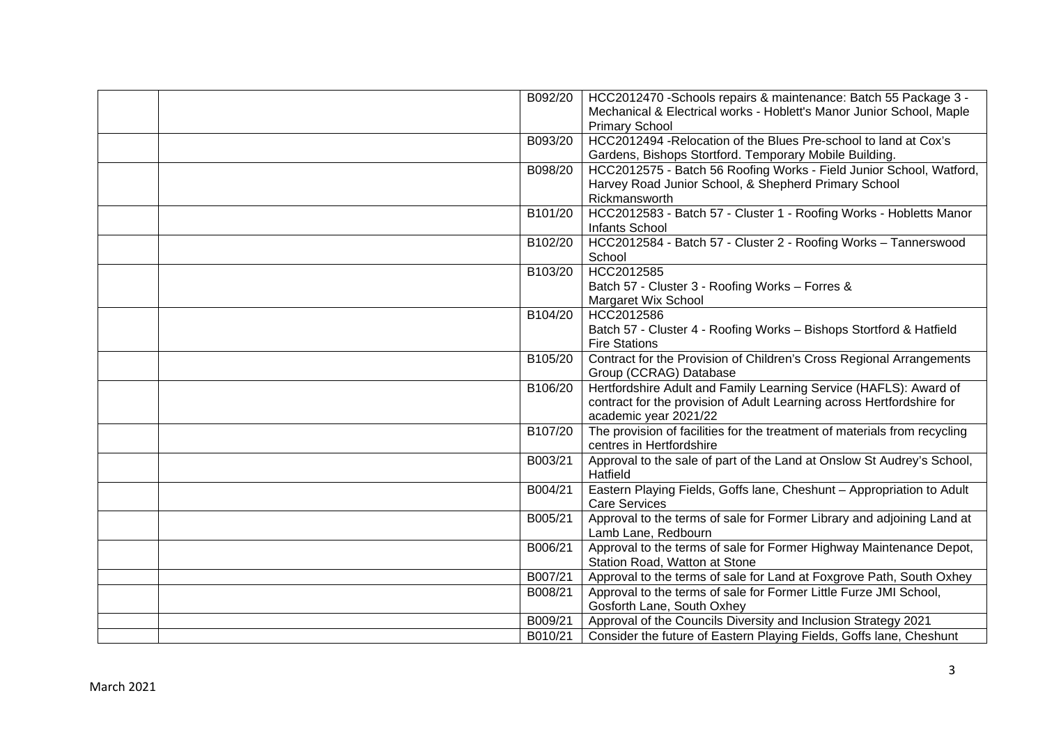| | | | |
|---|---|---|---|
| | | B092/20 | HCC2012470 -Schools repairs & maintenance: Batch 55 Package 3 - Mechanical & Electrical works - Hoblett's Manor Junior School, Maple Primary School |
| | | B093/20 | HCC2012494 -Relocation of the Blues Pre-school to land at Cox's Gardens, Bishops Stortford. Temporary Mobile Building. |
| | | B098/20 | HCC2012575 - Batch 56 Roofing Works - Field Junior School, Watford, Harvey Road Junior School, & Shepherd Primary School Rickmansworth |
| | | B101/20 | HCC2012583 - Batch 57 - Cluster 1 - Roofing Works - Hobletts Manor Infants School |
| | | B102/20 | HCC2012584 - Batch 57 - Cluster 2 - Roofing Works – Tannerswood School |
| | | B103/20 | HCC2012585 Batch 57 - Cluster 3 - Roofing Works – Forres & Margaret Wix School |
| | | B104/20 | HCC2012586 Batch 57 - Cluster 4 - Roofing Works – Bishops Stortford & Hatfield Fire Stations |
| | | B105/20 | Contract for the Provision of Children's Cross Regional Arrangements Group (CCRAG) Database |
| | | B106/20 | Hertfordshire Adult and Family Learning Service (HAFLS): Award of contract for the provision of Adult Learning across Hertfordshire for academic year 2021/22 |
| | | B107/20 | The provision of facilities for the treatment of materials from recycling centres in Hertfordshire |
| | | B003/21 | Approval to the sale of part of the Land at Onslow St Audrey's School, Hatfield |
| | | B004/21 | Eastern Playing Fields, Goffs lane, Cheshunt – Appropriation to Adult Care Services |
| | | B005/21 | Approval to the terms of sale for Former Library and adjoining Land at Lamb Lane, Redbourn |
| | | B006/21 | Approval to the terms of sale for Former Highway Maintenance Depot, Station Road, Watton at Stone |
| | | B007/21 | Approval to the terms of sale for Land at Foxgrove Path, South Oxhey |
| | | B008/21 | Approval to the terms of sale for Former Little Furze JMI School, Gosforth Lane, South Oxhey |
| | | B009/21 | Approval of the Councils Diversity and Inclusion Strategy 2021 |
| | | B010/21 | Consider the future of Eastern Playing Fields, Goffs lane, Cheshunt |

March 2021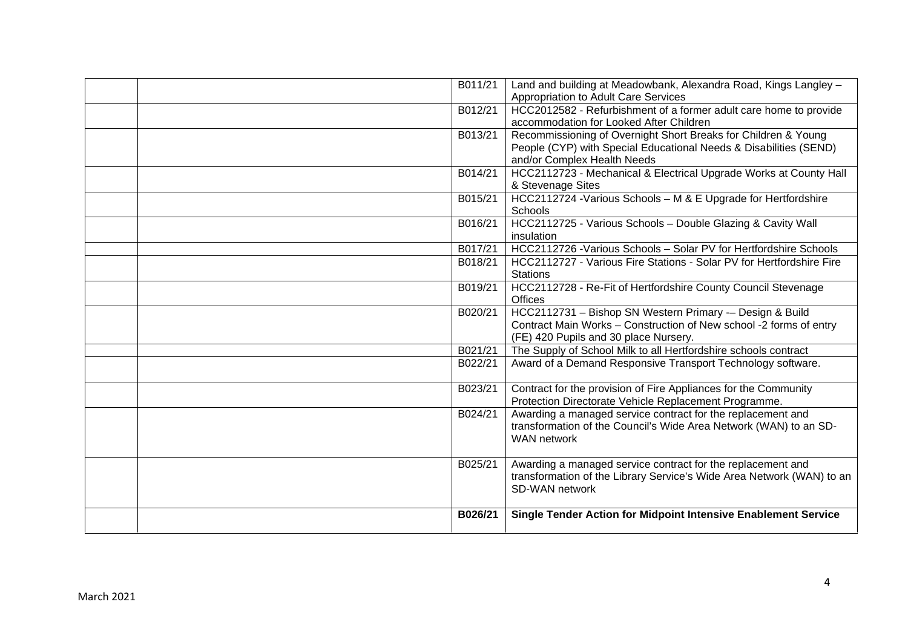| | | | |
|---|---|---|---|
| | | B011/21 | Land and building at Meadowbank, Alexandra Road, Kings Langley – Appropriation to Adult Care Services |
| | | B012/21 | HCC2012582 - Refurbishment of a former adult care home to provide accommodation for Looked After Children |
| | | B013/21 | Recommissioning of Overnight Short Breaks for Children & Young People (CYP) with Special Educational Needs & Disabilities (SEND) and/or Complex Health Needs |
| | | B014/21 | HCC2112723 - Mechanical & Electrical Upgrade Works at County Hall & Stevenage Sites |
| | | B015/21 | HCC2112724 -Various Schools – M & E Upgrade for Hertfordshire Schools |
| | | B016/21 | HCC2112725 - Various Schools – Double Glazing & Cavity Wall insulation |
| | | B017/21 | HCC2112726 -Various Schools – Solar PV for Hertfordshire Schools |
| | | B018/21 | HCC2112727 - Various Fire Stations - Solar PV for Hertfordshire Fire Stations |
| | | B019/21 | HCC2112728 - Re-Fit of Hertfordshire County Council Stevenage Offices |
| | | B020/21 | HCC2112731 – Bishop SN Western Primary -– Design & Build Contract Main Works – Construction of New school -2 forms of entry (FE) 420 Pupils and 30 place Nursery. |
| | | B021/21 | The Supply of School Milk to all Hertfordshire schools contract |
| | | B022/21 | Award of a Demand Responsive Transport Technology software. |
| | | B023/21 | Contract for the provision of Fire Appliances for the Community Protection Directorate Vehicle Replacement Programme. |
| | | B024/21 | Awarding a managed service contract for the replacement and transformation of the Council's Wide Area Network (WAN) to an SD-WAN network |
| | | B025/21 | Awarding a managed service contract for the replacement and transformation of the Library Service's Wide Area Network (WAN) to an SD-WAN network |
| | | **B026/21** | **Single Tender Action for Midpoint Intensive Enablement Service** |

March 2021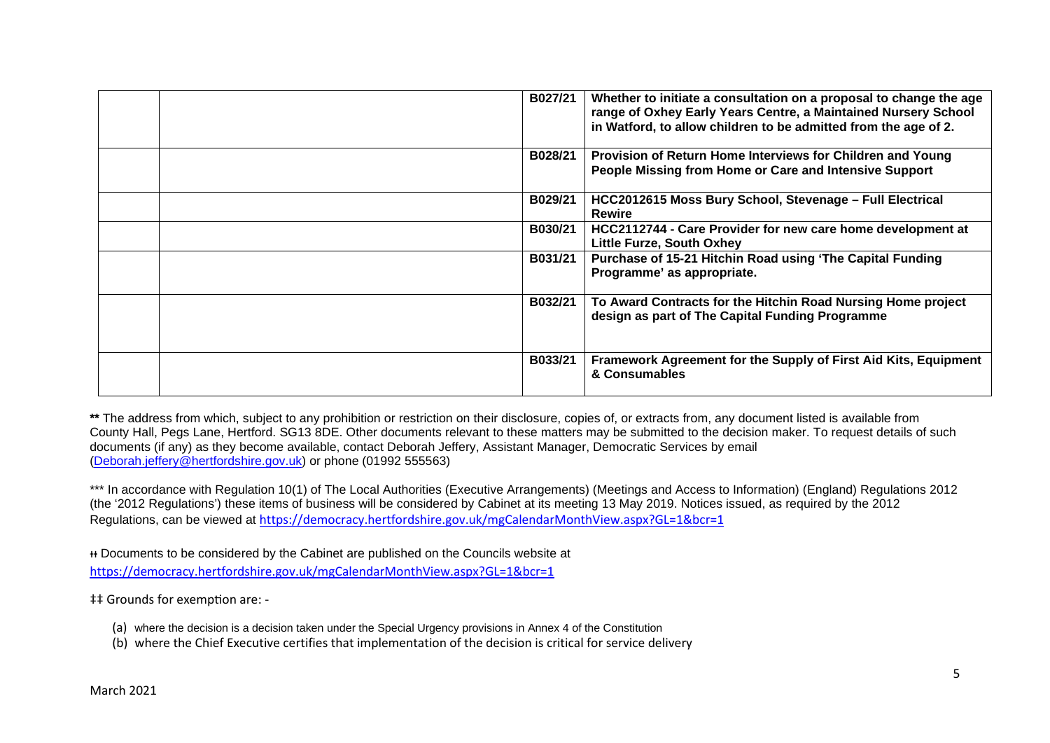| | | | |
|---|---|---|---|
| | | **B027/21** | **Whether to initiate a consultation on a proposal to change the age range of Oxhey Early Years Centre, a Maintained Nursery School in Watford, to allow children to be admitted from the age of 2.** |
| | | **B028/21** | **Provision of Return Home Interviews for Children and Young People Missing from Home or Care and Intensive Support** |
| | | **B029/21** | **HCC2012615 Moss Bury School, Stevenage – Full Electrical Rewire** |
| | | **B030/21** | **HCC2112744 - Care Provider for new care home development at Little Furze, South Oxhey** |
| | | **B031/21** | **Purchase of 15-21 Hitchin Road using 'The Capital Funding Programme' as appropriate.** |
| | | **B032/21** | **To Award Contracts for the Hitchin Road Nursing Home project design as part of The Capital Funding Programme** |
| | | **B033/21** | **Framework Agreement for the Supply of First Aid Kits, Equipment & Consumables** |

**\*\*** The address from which, subject to any prohibition or restriction on their disclosure, copies of, or extracts from, any document listed is available from County Hall, Pegs Lane, Hertford. SG13 8DE. Other documents relevant to these matters may be submitted to the decision maker. To request details of such documents (if any) as they become available, contact Deborah Jeffery, Assistant Manager, Democratic Services by email (Deborah.jeffery@hertfordshire.gov.uk) or phone (01992 555563)

\*\*\* In accordance with Regulation 10(1) of The Local Authorities (Executive Arrangements) (Meetings and Access to Information) (England) Regulations 2012 (the '2012 Regulations') these items of business will be considered by Cabinet at its meeting 13 May 2019. Notices issued, as required by the 2012 Regulations, can be viewed at https://democracy.hertfordshire.gov.uk/mgCalendarMonthView.aspx?GL=1&bcr=1

ƚƚ Documents to be considered by the Cabinet are published on the Councils website at https://democracy.hertfordshire.gov.uk/mgCalendarMonthView.aspx?GL=1&bcr=1

‡‡ Grounds for exemption are: -

(a) where the decision is a decision taken under the Special Urgency provisions in Annex 4 of the Constitution
(b) where the Chief Executive certifies that implementation of the decision is critical for service delivery

March 2021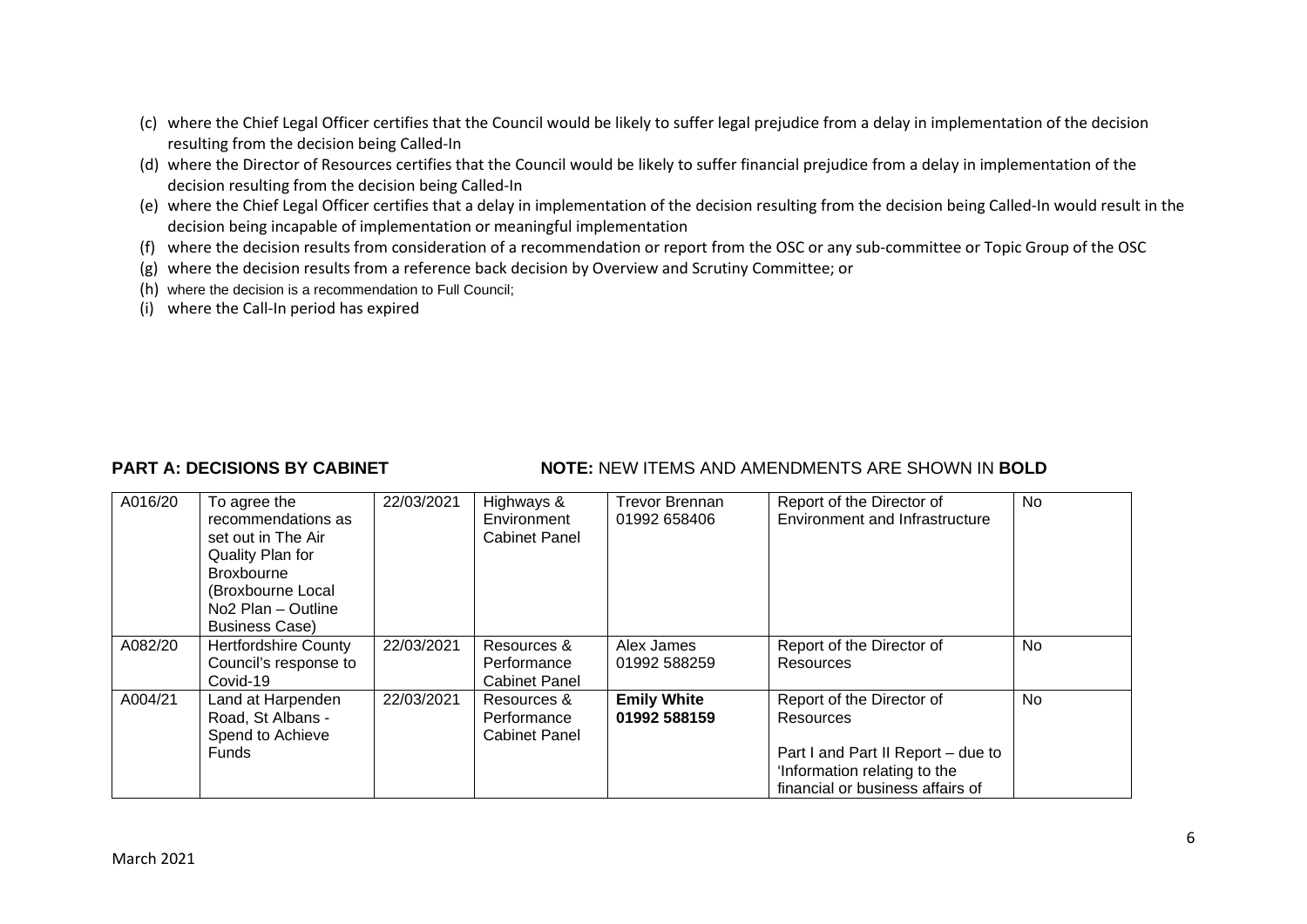(c) where the Chief Legal Officer certifies that the Council would be likely to suffer legal prejudice from a delay in implementation of the decision resulting from the decision being Called-In
(d) where the Director of Resources certifies that the Council would be likely to suffer financial prejudice from a delay in implementation of the decision resulting from the decision being Called-In
(e) where the Chief Legal Officer certifies that a delay in implementation of the decision resulting from the decision being Called-In would result in the decision being incapable of implementation or meaningful implementation
(f) where the decision results from consideration of a recommendation or report from the OSC or any sub-committee or Topic Group of the OSC
(g) where the decision results from a reference back decision by Overview and Scrutiny Committee; or
(h) where the decision is a recommendation to Full Council;
(i) where the Call-In period has expired

**PART A: DECISIONS BY CABINET** **NOTE:** NEW ITEMS AND AMENDMENTS ARE SHOWN IN **BOLD**

| | | | | | | |
|---|---|---|---|---|---|---|
| A016/20 | To agree the recommendations as set out in The Air Quality Plan for Broxbourne (Broxbourne Local No2 Plan – Outline Business Case) | 22/03/2021 | Highways & Environment Cabinet Panel | Trevor Brennan 01992 658406 | Report of the Director of Environment and Infrastructure | No |
| A082/20 | Hertfordshire County Council's response to Covid-19 | 22/03/2021 | Resources & Performance Cabinet Panel | Alex James 01992 588259 | Report of the Director of Resources | No |
| A004/21 | Land at Harpenden Road, St Albans - Spend to Achieve Funds | 22/03/2021 | Resources & Performance Cabinet Panel | **Emily White 01992 588159** | Report of the Director of Resources<br><br>Part I and Part II Report – due to 'Information relating to the financial or business affairs of | No |

March 2021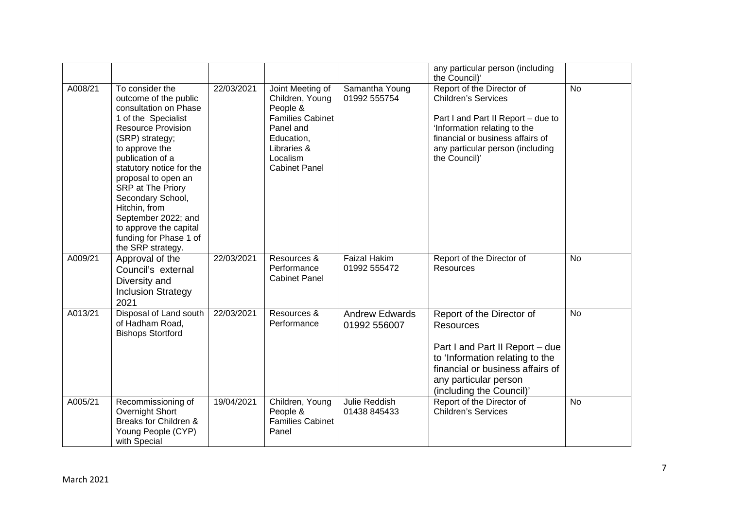| | | | | | | |
|---|---|---|---|---|---|---|
| | | | | | any particular person (including the Council)' | |
| A008/21 | To consider the outcome of the public consultation on Phase 1 of the Specialist Resource Provision (SRP) strategy; to approve the publication of a statutory notice for the proposal to open an SRP at The Priory Secondary School, Hitchin, from September 2022; and to approve the capital funding for Phase 1 of the SRP strategy. | 22/03/2021 | Joint Meeting of Children, Young People & Families Cabinet Panel and Education, Libraries & Localism Cabinet Panel | Samantha Young 01992 555754 | Report of the Director of Children's Services<br><br>Part I and Part II Report – due to 'Information relating to the financial or business affairs of any particular person (including the Council)' | No |
| A009/21 | Approval of the Council's external Diversity and Inclusion Strategy 2021 | 22/03/2021 | Resources & Performance Cabinet Panel | Faizal Hakim 01992 555472 | Report of the Director of Resources | No |
| A013/21 | Disposal of Land south of Hadham Road, Bishops Stortford | 22/03/2021 | Resources & Performance | Andrew Edwards 01992 556007 | Report of the Director of Resources<br><br>Part I and Part II Report – due to 'Information relating to the financial or business affairs of any particular person (including the Council)' | No |
| A005/21 | Recommissioning of Overnight Short Breaks for Children & Young People (CYP) with Special | 19/04/2021 | Children, Young People & Families Cabinet Panel | Julie Reddish 01438 845433 | Report of the Director of Children's Services | No |

March 2021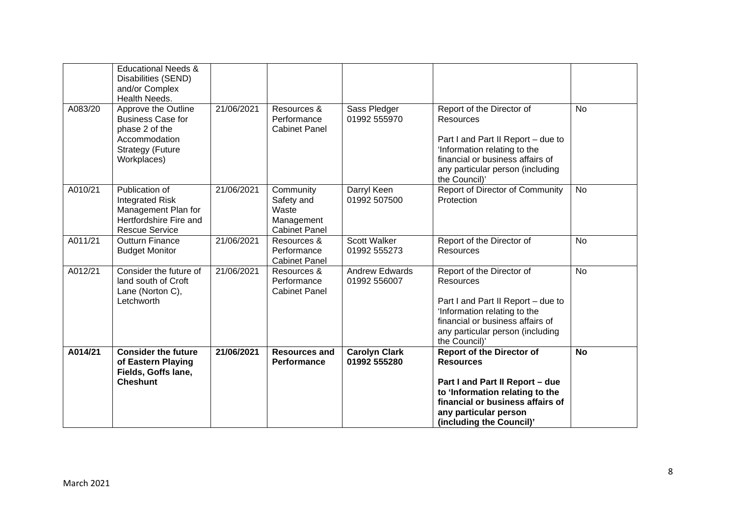| | | | | | | |
|---|---|---|---|---|---|---|
| | Educational Needs & Disabilities (SEND) and/or Complex Health Needs. | | | | | |
| A083/20 | Approve the Outline Business Case for phase 2 of the Accommodation Strategy (Future Workplaces) | 21/06/2021 | Resources & Performance Cabinet Panel | Sass Pledger 01992 555970 | Report of the Director of Resources<br><br>Part I and Part II Report – due to 'Information relating to the financial or business affairs of any particular person (including the Council)' | No |
| A010/21 | Publication of Integrated Risk Management Plan for Hertfordshire Fire and Rescue Service | 21/06/2021 | Community Safety and Waste Management Cabinet Panel | Darryl Keen 01992 507500 | Report of Director of Community Protection | No |
| A011/21 | Outturn Finance Budget Monitor | 21/06/2021 | Resources & Performance Cabinet Panel | Scott Walker 01992 555273 | Report of the Director of Resources | No |
| A012/21 | Consider the future of land south of Croft Lane (Norton C), Letchworth | 21/06/2021 | Resources & Performance Cabinet Panel | Andrew Edwards 01992 556007 | Report of the Director of Resources<br><br>Part I and Part II Report – due to 'Information relating to the financial or business affairs of any particular person (including the Council)' | No |
| **A014/21** | **Consider the future of Eastern Playing Fields, Goffs lane, Cheshunt** | **21/06/2021** | **Resources and Performance** | **Carolyn Clark 01992 555280** | **Report of the Director of Resources**<br><br>**Part I and Part II Report – due to 'Information relating to the financial or business affairs of any particular person (including the Council)'** | **No** |

March 2021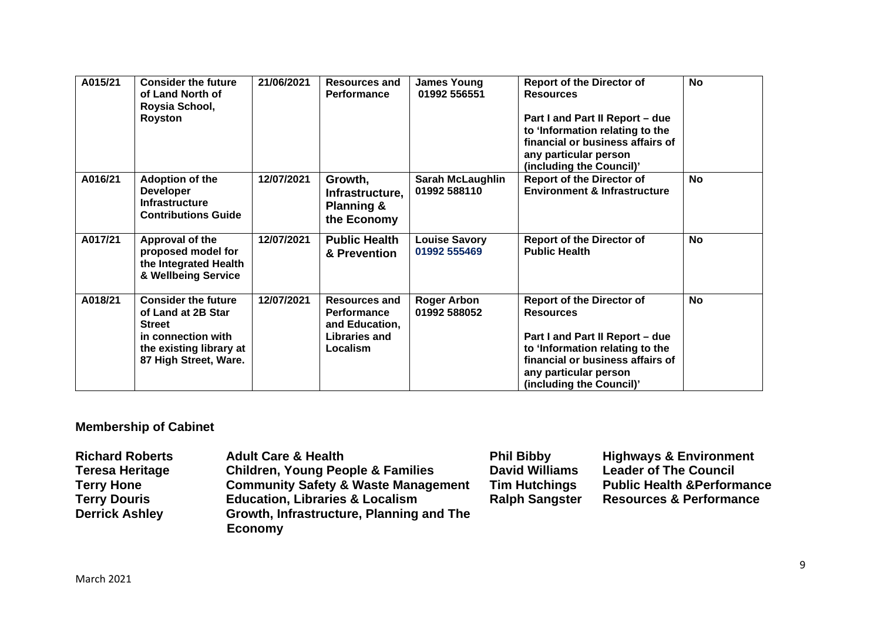| A015/21 | Consider the future of Land North of Roysia School, Royston | 21/06/2021 | Resources and Performance | James Young 01992 556551 | Report of the Director of Resources<br><br>Part I and Part II Report – due to 'Information relating to the financial or business affairs of any particular person (including the Council)' | No |
|---|---|---|---|---|---|---|
| A016/21 | Adoption of the Developer Infrastructure Contributions Guide | 12/07/2021 | Growth, Infrastructure, Planning & the Economy | Sarah McLaughlin 01992 588110 | Report of the Director of Environment & Infrastructure | No |
| A017/21 | Approval of the proposed model for the Integrated Health & Wellbeing Service | 12/07/2021 | Public Health & Prevention | Louise Savory 01992 555469 | Report of the Director of Public Health | No |
| A018/21 | Consider the future of Land at 2B Star Street in connection with the existing library at 87 High Street, Ware. | 12/07/2021 | Resources and Performance and Education, Libraries and Localism | Roger Arbon 01992 588052 | Report of the Director of Resources<br><br>Part I and Part II Report – due to 'Information relating to the financial or business affairs of any particular person (including the Council)' | No |

## Membership of Cabinet

| | |
|---|---|
| **Richard Roberts** | **Adult Care & Health** |
| **Teresa Heritage** | **Children, Young People & Families** |
| **Terry Hone** | **Community Safety & Waste Management** |
| **Terry Douris** | **Education, Libraries & Localism** |
| **Derrick Ashley** | **Growth, Infrastructure, Planning and The Economy** |
| **Phil Bibby** | **Highways & Environment** |
| **David Williams** | **Leader of The Council** |
| **Tim Hutchings** | **Public Health &Performance** |
| **Ralph Sangster** | **Resources & Performance** |

March 2021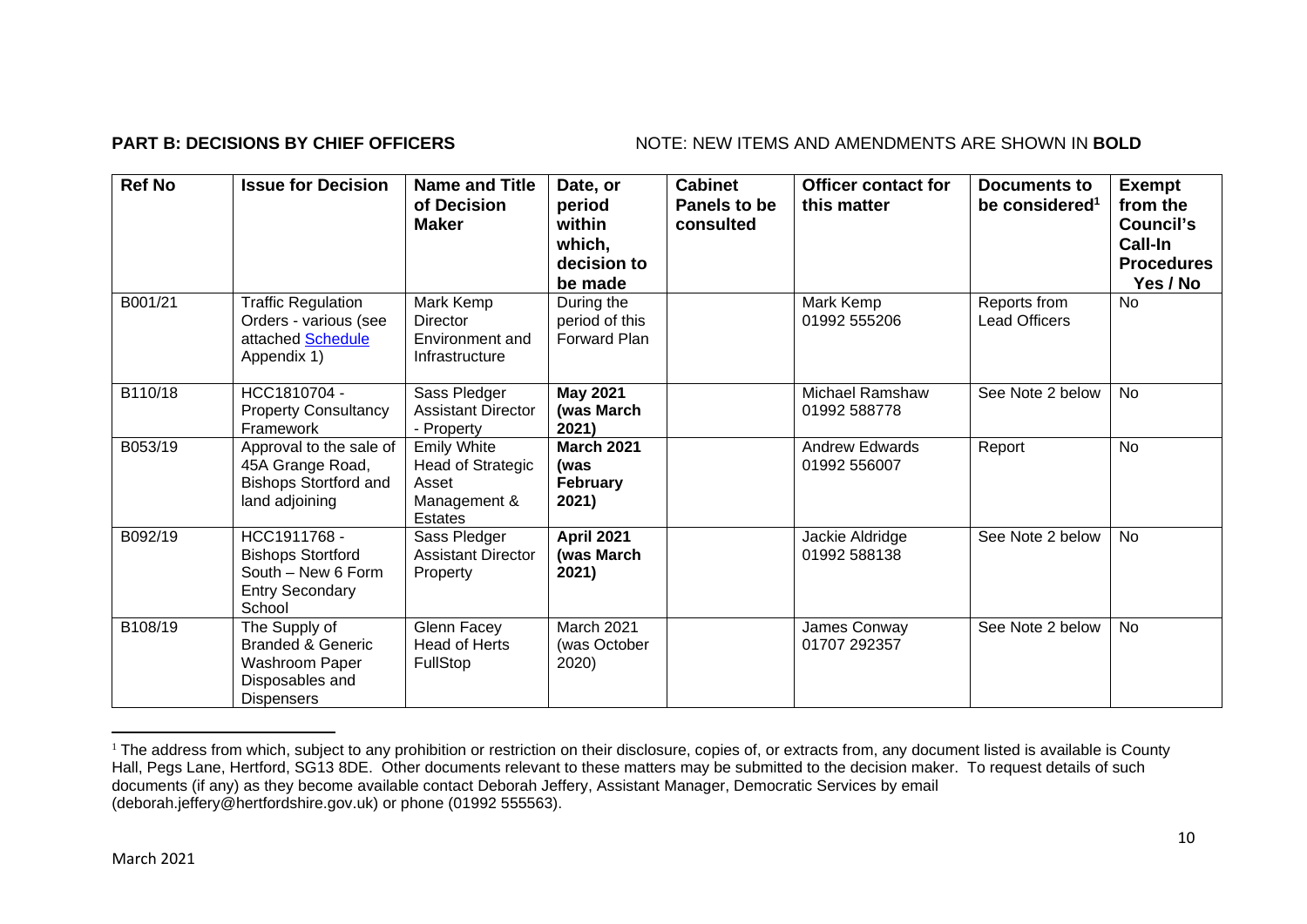**PART B: DECISIONS BY CHIEF OFFICERS** NOTE: NEW ITEMS AND AMENDMENTS ARE SHOWN IN **BOLD**

| Ref No | Issue for Decision | Name and Title of Decision Maker | Date, or period within which, decision to be made | Cabinet Panels to be consulted | Officer contact for this matter | Documents to be considered[1] | Exempt from the Council's Call-In Procedures Yes / No |
|---|---|---|---|---|---|---|---|
| B001/21 | Traffic Regulation Orders - various (see attached Schedule Appendix 1) | Mark Kemp Director Environment and Infrastructure | During the period of this Forward Plan | | Mark Kemp 01992 555206 | Reports from Lead Officers | No |
| B110/18 | HCC1810704 - Property Consultancy Framework | Sass Pledger Assistant Director - Property | **May 2021 (was March 2021)** | | Michael Ramshaw 01992 588778 | See Note 2 below | No |
| B053/19 | Approval to the sale of 45A Grange Road, Bishops Stortford and land adjoining | Emily White Head of Strategic Asset Management & Estates | **March 2021 (was February 2021)** | | Andrew Edwards 01992 556007 | Report | No |
| B092/19 | HCC1911768 - Bishops Stortford South – New 6 Form Entry Secondary School | Sass Pledger Assistant Director Property | **April 2021 (was March 2021)** | | Jackie Aldridge 01992 588138 | See Note 2 below | No |
| B108/19 | The Supply of Branded & Generic Washroom Paper Disposables and Dispensers | Glenn Facey Head of Herts FullStop | March 2021 (was October 2020) | | James Conway 01707 292357 | See Note 2 below | No |

[1] The address from which, subject to any prohibition or restriction on their disclosure, copies of, or extracts from, any document listed is available is County Hall, Pegs Lane, Hertford, SG13 8DE. Other documents relevant to these matters may be submitted to the decision maker. To request details of such documents (if any) as they become available contact Deborah Jeffery, Assistant Manager, Democratic Services by email (deborah.jeffery@hertfordshire.gov.uk) or phone (01992 555563).

March 2021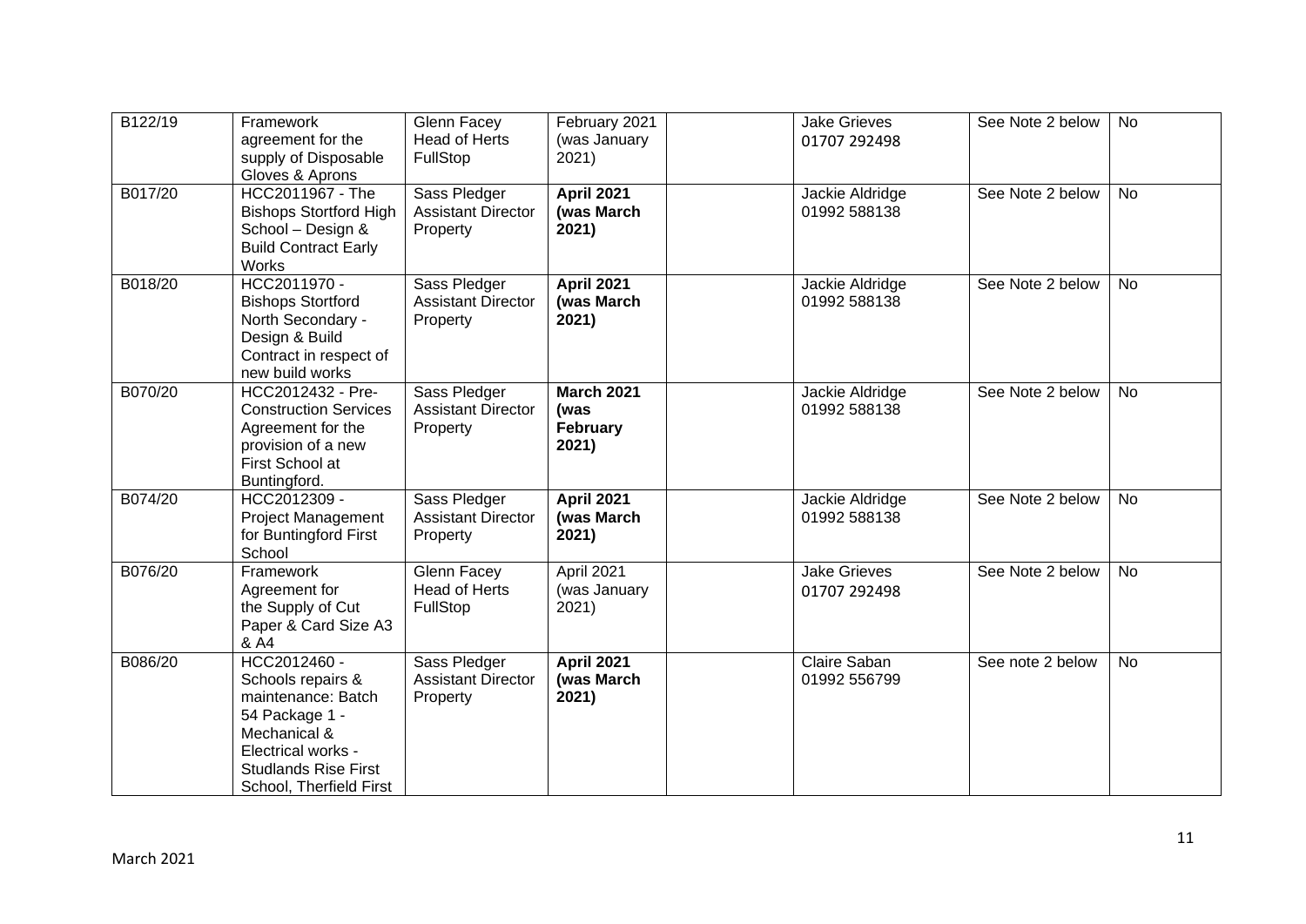| B122/19 | Framework agreement for the supply of Disposable Gloves & Aprons | Glenn Facey Head of Herts FullStop | February 2021 (was January 2021) | | Jake Grieves 01707 292498 | See Note 2 below | No |
|---|---|---|---|---|---|---|---|
| B017/20 | HCC2011967 - The Bishops Stortford High School – Design & Build Contract Early Works | Sass Pledger Assistant Director Property | **April 2021 (was March 2021)** | | Jackie Aldridge 01992 588138 | See Note 2 below | No |
| B018/20 | HCC2011970 - Bishops Stortford North Secondary - Design & Build Contract in respect of new build works | Sass Pledger Assistant Director Property | **April 2021 (was March 2021)** | | Jackie Aldridge 01992 588138 | See Note 2 below | No |
| B070/20 | HCC2012432 - Pre-Construction Services Agreement for the provision of a new First School at Buntingford. | Sass Pledger Assistant Director Property | **March 2021 (was February 2021)** | | Jackie Aldridge 01992 588138 | See Note 2 below | No |
| B074/20 | HCC2012309 - Project Management for Buntingford First School | Sass Pledger Assistant Director Property | **April 2021 (was March 2021)** | | Jackie Aldridge 01992 588138 | See Note 2 below | No |
| B076/20 | Framework Agreement for the Supply of Cut Paper & Card Size A3 & A4 | Glenn Facey Head of Herts FullStop | April 2021 (was January 2021) | | Jake Grieves 01707 292498 | See Note 2 below | No |
| B086/20 | HCC2012460 - Schools repairs & maintenance: Batch 54 Package 1 - Mechanical & Electrical works - Studlands Rise First School, Therfield First | Sass Pledger Assistant Director Property | **April 2021 (was March 2021)** | | Claire Saban 01992 556799 | See note 2 below | No |

March 2021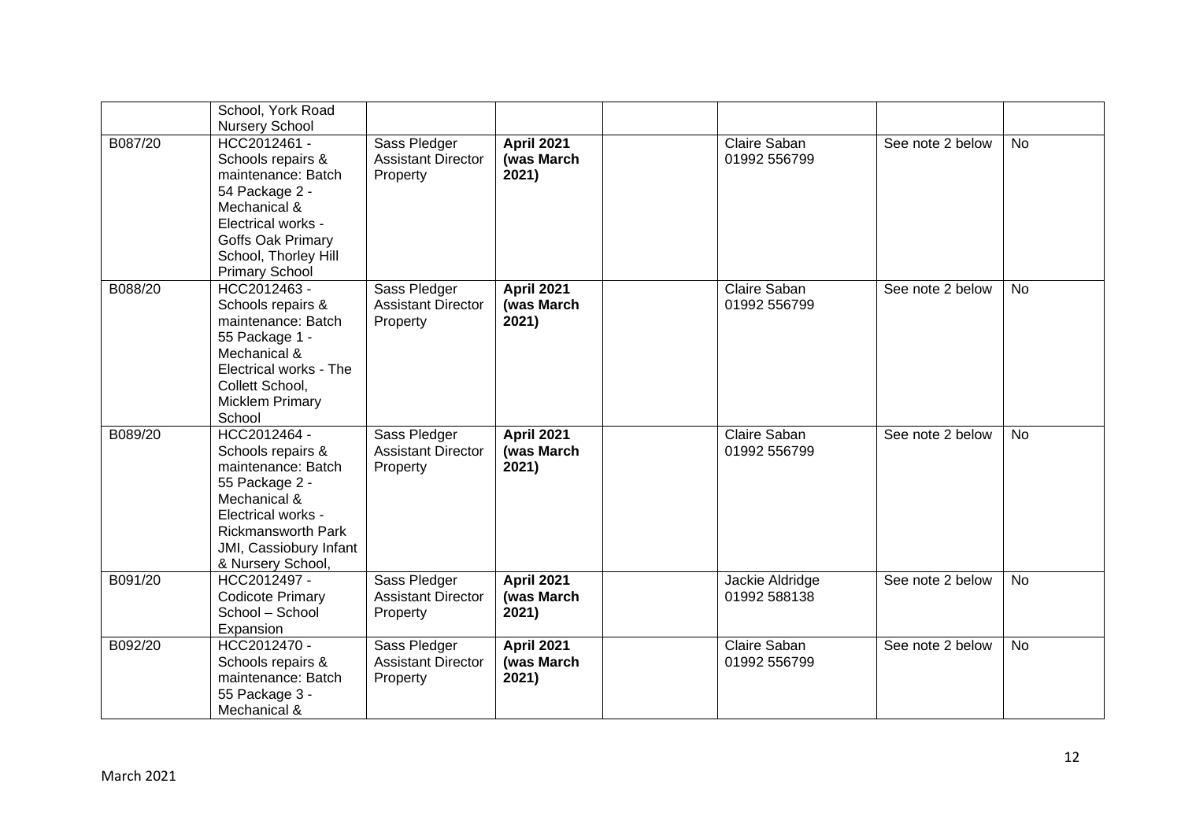| | | | | | | | |
|---|---|---|---|---|---|---|---|
| | School, York Road Nursery School | | | | | | |
| B087/20 | HCC2012461 - Schools repairs & maintenance: Batch 54 Package 2 - Mechanical & Electrical works - Goffs Oak Primary School, Thorley Hill Primary School | Sass Pledger Assistant Director Property | **April 2021 (was March 2021)** | | Claire Saban 01992 556799 | See note 2 below | No |
| B088/20 | HCC2012463 - Schools repairs & maintenance: Batch 55 Package 1 - Mechanical & Electrical works - The Collett School, Micklem Primary School | Sass Pledger Assistant Director Property | **April 2021 (was March 2021)** | | Claire Saban 01992 556799 | See note 2 below | No |
| B089/20 | HCC2012464 - Schools repairs & maintenance: Batch 55 Package 2 - Mechanical & Electrical works - Rickmansworth Park JMI, Cassiobury Infant & Nursery School, | Sass Pledger Assistant Director Property | **April 2021 (was March 2021)** | | Claire Saban 01992 556799 | See note 2 below | No |
| B091/20 | HCC2012497 - Codicote Primary School – School Expansion | Sass Pledger Assistant Director Property | **April 2021 (was March 2021)** | | Jackie Aldridge 01992 588138 | See note 2 below | No |
| B092/20 | HCC2012470 - Schools repairs & maintenance: Batch 55 Package 3 - Mechanical & | Sass Pledger Assistant Director Property | **April 2021 (was March 2021)** | | Claire Saban 01992 556799 | See note 2 below | No |

March 2021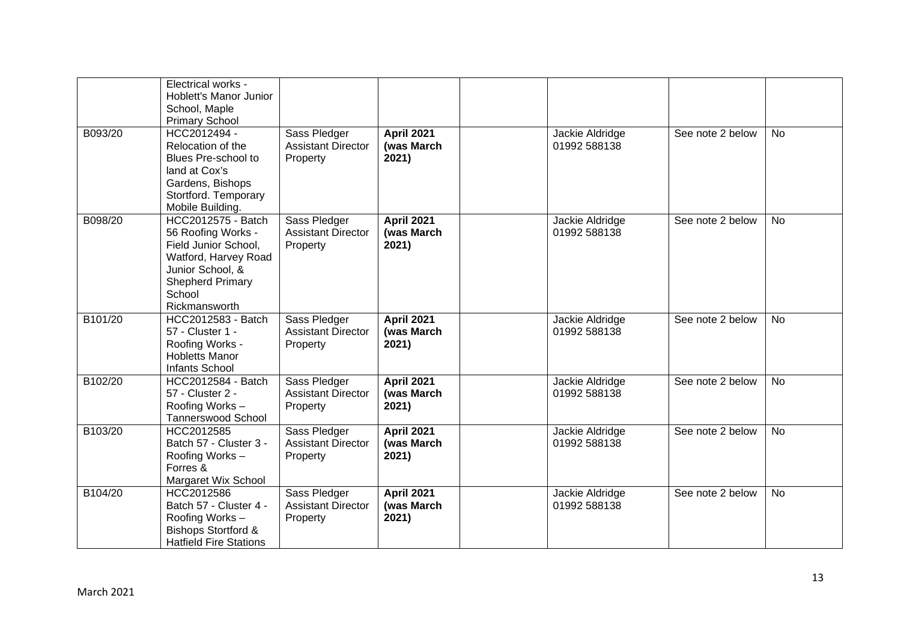| | | | | | | | |
|---|---|---|---|---|---|---|---|
| | Electrical works - Hoblett's Manor Junior School, Maple Primary School | | | | | | |
| B093/20 | HCC2012494 - Relocation of the Blues Pre-school to land at Cox's Gardens, Bishops Stortford. Temporary Mobile Building. | Sass Pledger Assistant Director Property | **April 2021 (was March 2021)** | | Jackie Aldridge 01992 588138 | See note 2 below | No |
| B098/20 | HCC2012575 - Batch 56 Roofing Works - Field Junior School, Watford, Harvey Road Junior School, & Shepherd Primary School Rickmansworth | Sass Pledger Assistant Director Property | **April 2021 (was March 2021)** | | Jackie Aldridge 01992 588138 | See note 2 below | No |
| B101/20 | HCC2012583 - Batch 57 - Cluster 1 - Roofing Works - Hobletts Manor Infants School | Sass Pledger Assistant Director Property | **April 2021 (was March 2021)** | | Jackie Aldridge 01992 588138 | See note 2 below | No |
| B102/20 | HCC2012584 - Batch 57 - Cluster 2 - Roofing Works – Tannerswood School | Sass Pledger Assistant Director Property | **April 2021 (was March 2021)** | | Jackie Aldridge 01992 588138 | See note 2 below | No |
| B103/20 | HCC2012585 Batch 57 - Cluster 3 - Roofing Works – Forres & Margaret Wix School | Sass Pledger Assistant Director Property | **April 2021 (was March 2021)** | | Jackie Aldridge 01992 588138 | See note 2 below | No |
| B104/20 | HCC2012586 Batch 57 - Cluster 4 - Roofing Works – Bishops Stortford & Hatfield Fire Stations | Sass Pledger Assistant Director Property | **April 2021 (was March 2021)** | | Jackie Aldridge 01992 588138 | See note 2 below | No |

March 2021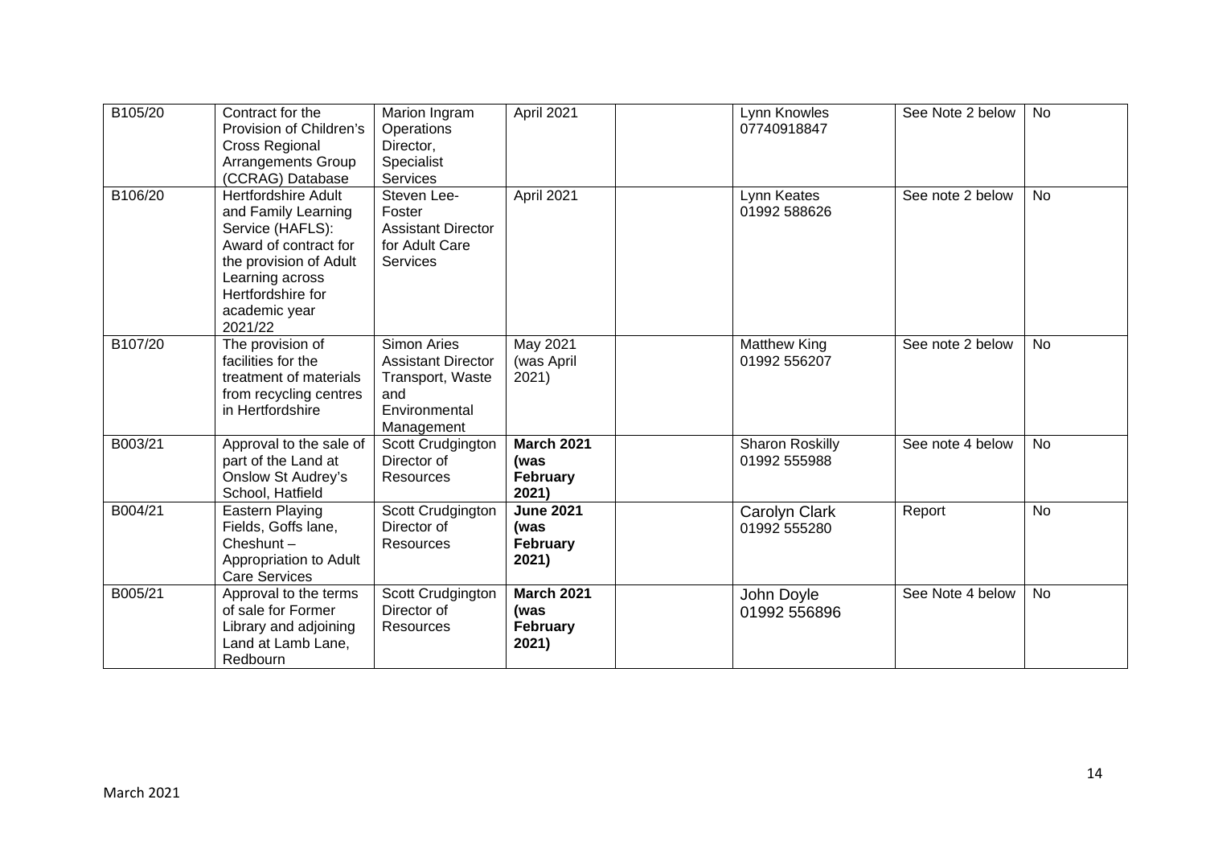| | | | | | | | |
|---|---|---|---|---|---|---|---|
| B105/20 | Contract for the Provision of Children's Cross Regional Arrangements Group (CCRAG) Database | Marion Ingram Operations Director, Specialist Services | April 2021 | | Lynn Knowles 07740918847 | See Note 2 below | No |
| B106/20 | Hertfordshire Adult and Family Learning Service (HAFLS): Award of contract for the provision of Adult Learning across Hertfordshire for academic year 2021/22 | Steven Lee-Foster Assistant Director for Adult Care Services | April 2021 | | Lynn Keates 01992 588626 | See note 2 below | No |
| B107/20 | The provision of facilities for the treatment of materials from recycling centres in Hertfordshire | Simon Aries Assistant Director Transport, Waste and Environmental Management | May 2021 (was April 2021) | | Matthew King 01992 556207 | See note 2 below | No |
| B003/21 | Approval to the sale of part of the Land at Onslow St Audrey's School, Hatfield | Scott Crudgington Director of Resources | **March 2021 (was February 2021)** | | Sharon Roskilly 01992 555988 | See note 4 below | No |
| B004/21 | Eastern Playing Fields, Goffs lane, Cheshunt – Appropriation to Adult Care Services | Scott Crudgington Director of Resources | **June 2021 (was February 2021)** | | Carolyn Clark 01992 555280 | Report | No |
| B005/21 | Approval to the terms of sale for Former Library and adjoining Land at Lamb Lane, Redbourn | Scott Crudgington Director of Resources | **March 2021 (was February 2021)** | | John Doyle 01992 556896 | See Note 4 below | No |

March 2021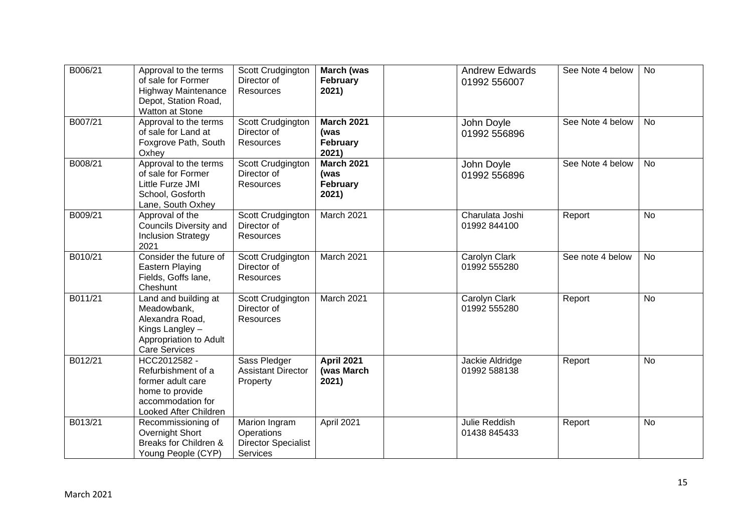| | | | | | | | |
|---|---|---|---|---|---|---|---|
| B006/21 | Approval to the terms of sale for Former Highway Maintenance Depot, Station Road, Watton at Stone | Scott Crudgington Director of Resources | **March (was February 2021)** | | Andrew Edwards 01992 556007 | See Note 4 below | No |
| B007/21 | Approval to the terms of sale for Land at Foxgrove Path, South Oxhey | Scott Crudgington Director of Resources | **March 2021 (was February 2021)** | | John Doyle 01992 556896 | See Note 4 below | No |
| B008/21 | Approval to the terms of sale for Former Little Furze JMI School, Gosforth Lane, South Oxhey | Scott Crudgington Director of Resources | **March 2021 (was February 2021)** | | John Doyle 01992 556896 | See Note 4 below | No |
| B009/21 | Approval of the Councils Diversity and Inclusion Strategy 2021 | Scott Crudgington Director of Resources | March 2021 | | Charulata Joshi 01992 844100 | Report | No |
| B010/21 | Consider the future of Eastern Playing Fields, Goffs lane, Cheshunt | Scott Crudgington Director of Resources | March 2021 | | Carolyn Clark 01992 555280 | See note 4 below | No |
| B011/21 | Land and building at Meadowbank, Alexandra Road, Kings Langley – Appropriation to Adult Care Services | Scott Crudgington Director of Resources | March 2021 | | Carolyn Clark 01992 555280 | Report | No |
| B012/21 | HCC2012582 - Refurbishment of a former adult care home to provide accommodation for Looked After Children | Sass Pledger Assistant Director Property | **April 2021 (was March 2021)** | | Jackie Aldridge 01992 588138 | Report | No |
| B013/21 | Recommissioning of Overnight Short Breaks for Children & Young People (CYP) | Marion Ingram Operations Director Specialist Services | April 2021 | | Julie Reddish 01438 845433 | Report | No |

March 2021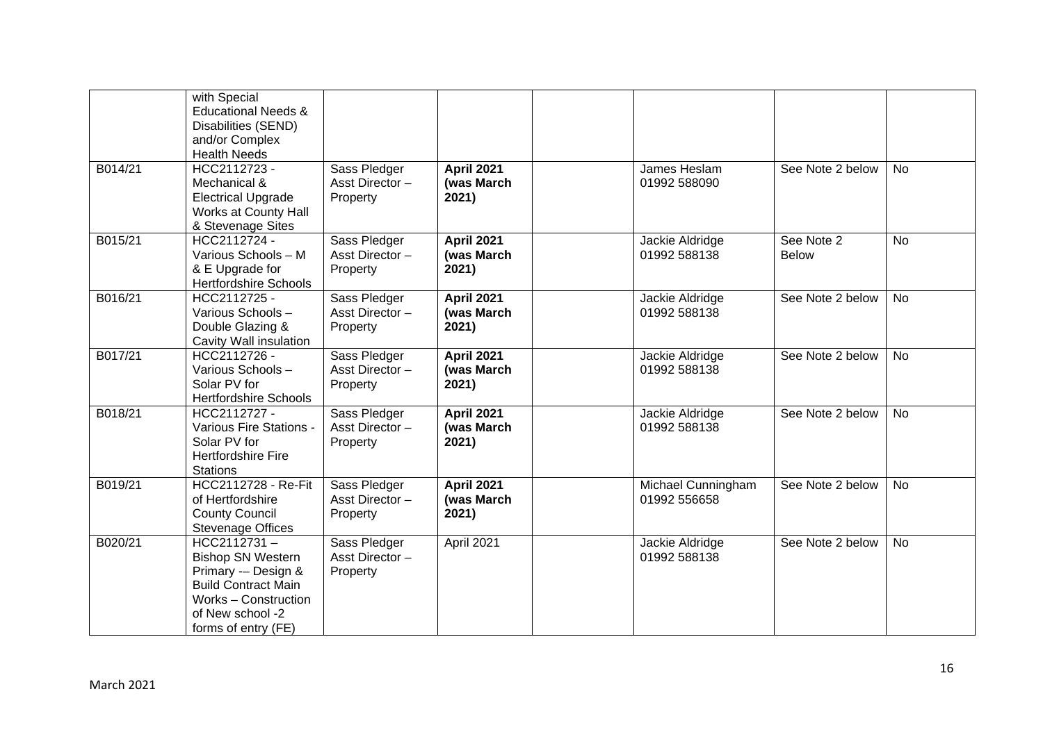| | | | | | | | |
|---|---|---|---|---|---|---|---|
| | with Special Educational Needs & Disabilities (SEND) and/or Complex Health Needs | | | | | | |
| B014/21 | HCC2112723 - Mechanical & Electrical Upgrade Works at County Hall & Stevenage Sites | Sass Pledger Asst Director – Property | **April 2021 (was March 2021)** | | James Heslam 01992 588090 | See Note 2 below | No |
| B015/21 | HCC2112724 - Various Schools – M & E Upgrade for Hertfordshire Schools | Sass Pledger Asst Director – Property | **April 2021 (was March 2021)** | | Jackie Aldridge 01992 588138 | See Note 2 Below | No |
| B016/21 | HCC2112725 - Various Schools – Double Glazing & Cavity Wall insulation | Sass Pledger Asst Director – Property | **April 2021 (was March 2021)** | | Jackie Aldridge 01992 588138 | See Note 2 below | No |
| B017/21 | HCC2112726 - Various Schools – Solar PV for Hertfordshire Schools | Sass Pledger Asst Director – Property | **April 2021 (was March 2021)** | | Jackie Aldridge 01992 588138 | See Note 2 below | No |
| B018/21 | HCC2112727 - Various Fire Stations - Solar PV for Hertfordshire Fire Stations | Sass Pledger Asst Director – Property | **April 2021 (was March 2021)** | | Jackie Aldridge 01992 588138 | See Note 2 below | No |
| B019/21 | HCC2112728 - Re-Fit of Hertfordshire County Council Stevenage Offices | Sass Pledger Asst Director – Property | **April 2021 (was March 2021)** | | Michael Cunningham 01992 556658 | See Note 2 below | No |
| B020/21 | HCC2112731 – Bishop SN Western Primary -– Design & Build Contract Main Works – Construction of New school -2 forms of entry (FE) | Sass Pledger Asst Director – Property | April 2021 | | Jackie Aldridge 01992 588138 | See Note 2 below | No |

March 2021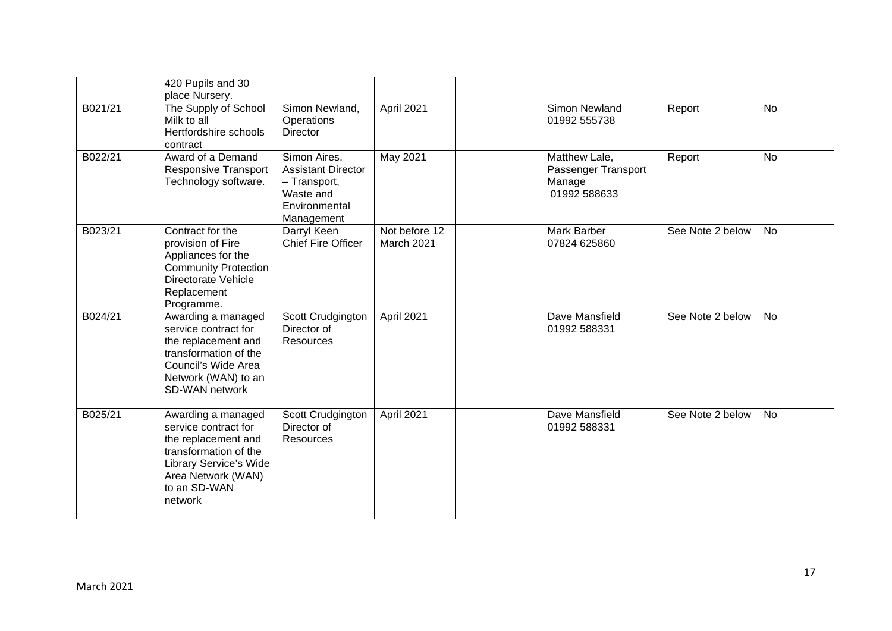| | | | | | | | |
|---|---|---|---|---|---|---|---|
| | 420 Pupils and 30 place Nursery. | | | | | | |
| B021/21 | The Supply of School Milk to all Hertfordshire schools contract | Simon Newland, Operations Director | April 2021 | | Simon Newland 01992 555738 | Report | No |
| B022/21 | Award of a Demand Responsive Transport Technology software. | Simon Aires, Assistant Director – Transport, Waste and Environmental Management | May 2021 | | Matthew Lale, Passenger Transport Manage 01992 588633 | Report | No |
| B023/21 | Contract for the provision of Fire Appliances for the Community Protection Directorate Vehicle Replacement Programme. | Darryl Keen Chief Fire Officer | Not before 12 March 2021 | | Mark Barber 07824 625860 | See Note 2 below | No |
| B024/21 | Awarding a managed service contract for the replacement and transformation of the Council's Wide Area Network (WAN) to an SD-WAN network | Scott Crudgington Director of Resources | April 2021 | | Dave Mansfield 01992 588331 | See Note 2 below | No |
| B025/21 | Awarding a managed service contract for the replacement and transformation of the Library Service's Wide Area Network (WAN) to an SD-WAN network | Scott Crudgington Director of Resources | April 2021 | | Dave Mansfield 01992 588331 | See Note 2 below | No |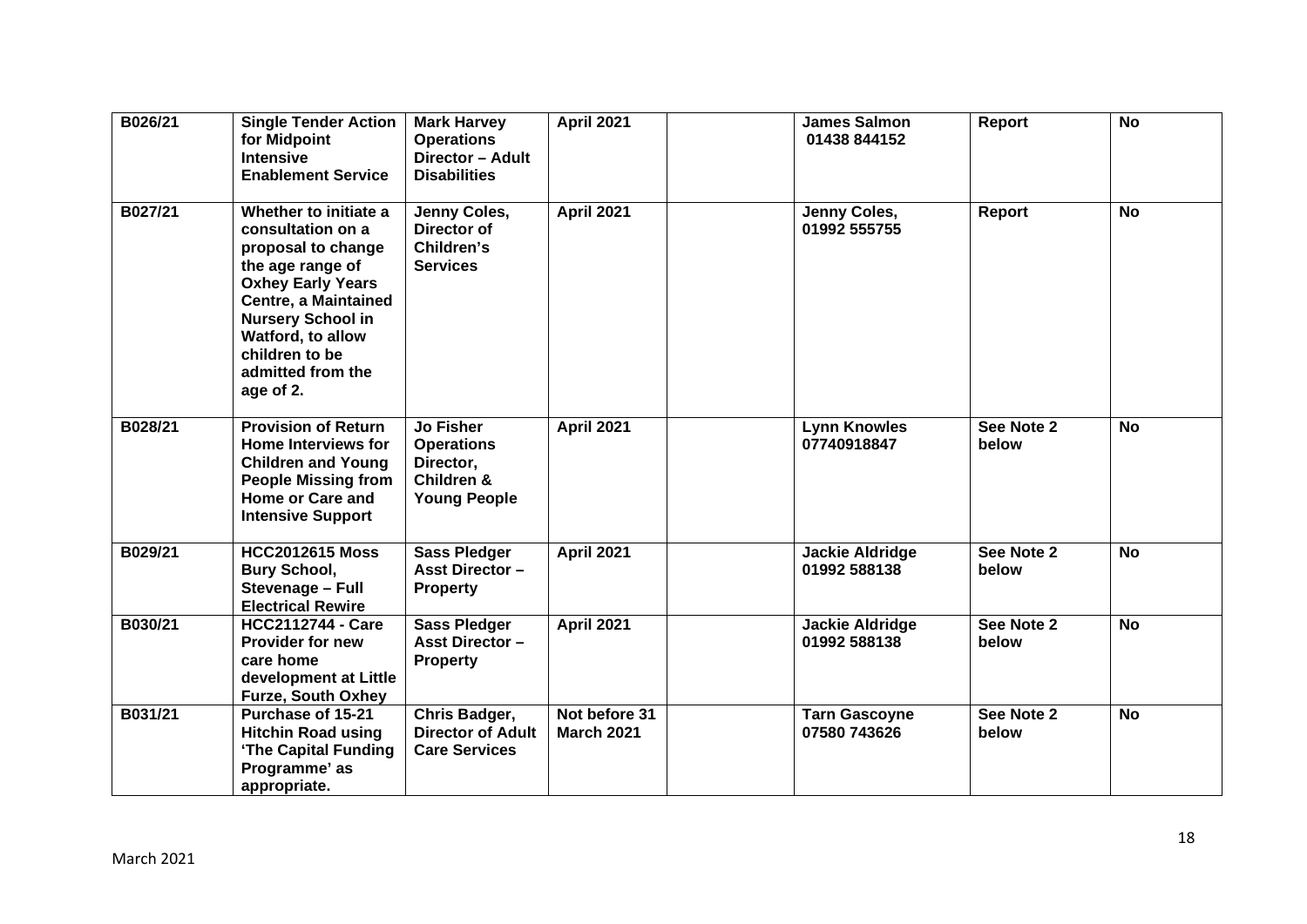| | | | | | | | |
|---|---|---|---|---|---|---|---|
| B026/21 | **Single Tender Action for Midpoint Intensive Enablement Service** | **Mark Harvey Operations Director – Adult Disabilities** | **April 2021** | | **James Salmon 01438 844152** | **Report** | **No** |
| B027/21 | **Whether to initiate a consultation on a proposal to change the age range of Oxhey Early Years Centre, a Maintained Nursery School in Watford, to allow children to be admitted from the age of 2.** | **Jenny Coles, Director of Children's Services** | **April 2021** | | **Jenny Coles, 01992 555755** | **Report** | **No** |
| B028/21 | **Provision of Return Home Interviews for Children and Young People Missing from Home or Care and Intensive Support** | **Jo Fisher Operations Director, Children & Young People** | **April 2021** | | **Lynn Knowles 07740918847** | **See Note 2 below** | **No** |
| B029/21 | **HCC2012615 Moss Bury School, Stevenage – Full Electrical Rewire** | **Sass Pledger Asst Director – Property** | **April 2021** | | **Jackie Aldridge 01992 588138** | **See Note 2 below** | **No** |
| B030/21 | **HCC2112744 - Care Provider for new care home development at Little Furze, South Oxhey** | **Sass Pledger Asst Director – Property** | **April 2021** | | **Jackie Aldridge 01992 588138** | **See Note 2 below** | **No** |
| B031/21 | **Purchase of 15-21 Hitchin Road using 'The Capital Funding Programme' as appropriate.** | **Chris Badger, Director of Adult Care Services** | **Not before 31 March 2021** | | **Tarn Gascoyne 07580 743626** | **See Note 2 below** | **No** |

March 2021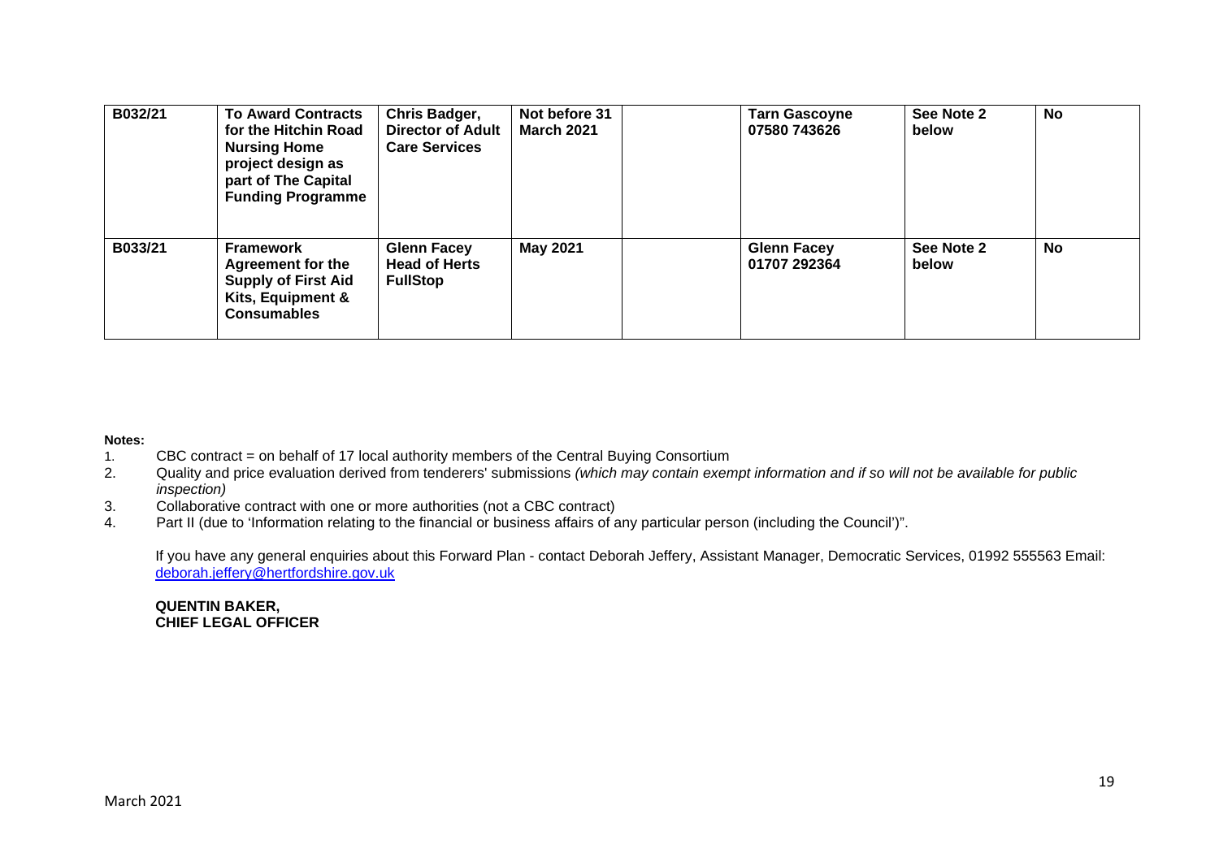| | | | | | | | |
|---|---|---|---|---|---|---|---|
| **B032/21** | **To Award Contracts for the Hitchin Road Nursing Home project design as part of The Capital Funding Programme** | **Chris Badger, Director of Adult Care Services** | **Not before 31 March 2021** | | **Tarn Gascoyne 07580 743626** | **See Note 2 below** | **No** |
| **B033/21** | **Framework Agreement for the Supply of First Aid Kits, Equipment & Consumables** | **Glenn Facey Head of Herts FullStop** | **May 2021** | | **Glenn Facey 01707 292364** | **See Note 2 below** | **No** |

**Notes:**

1. CBC contract = on behalf of 17 local authority members of the Central Buying Consortium
2. Quality and price evaluation derived from tenderers' submissions *(which may contain exempt information and if so will not be available for public inspection)*
3. Collaborative contract with one or more authorities (not a CBC contract)
4. Part II (due to 'Information relating to the financial or business affairs of any particular person (including the Council')".

If you have any general enquiries about this Forward Plan - contact Deborah Jeffery, Assistant Manager, Democratic Services, 01992 555563 Email: deborah.jeffery@hertfordshire.gov.uk

**QUENTIN BAKER,**
**CHIEF LEGAL OFFICER**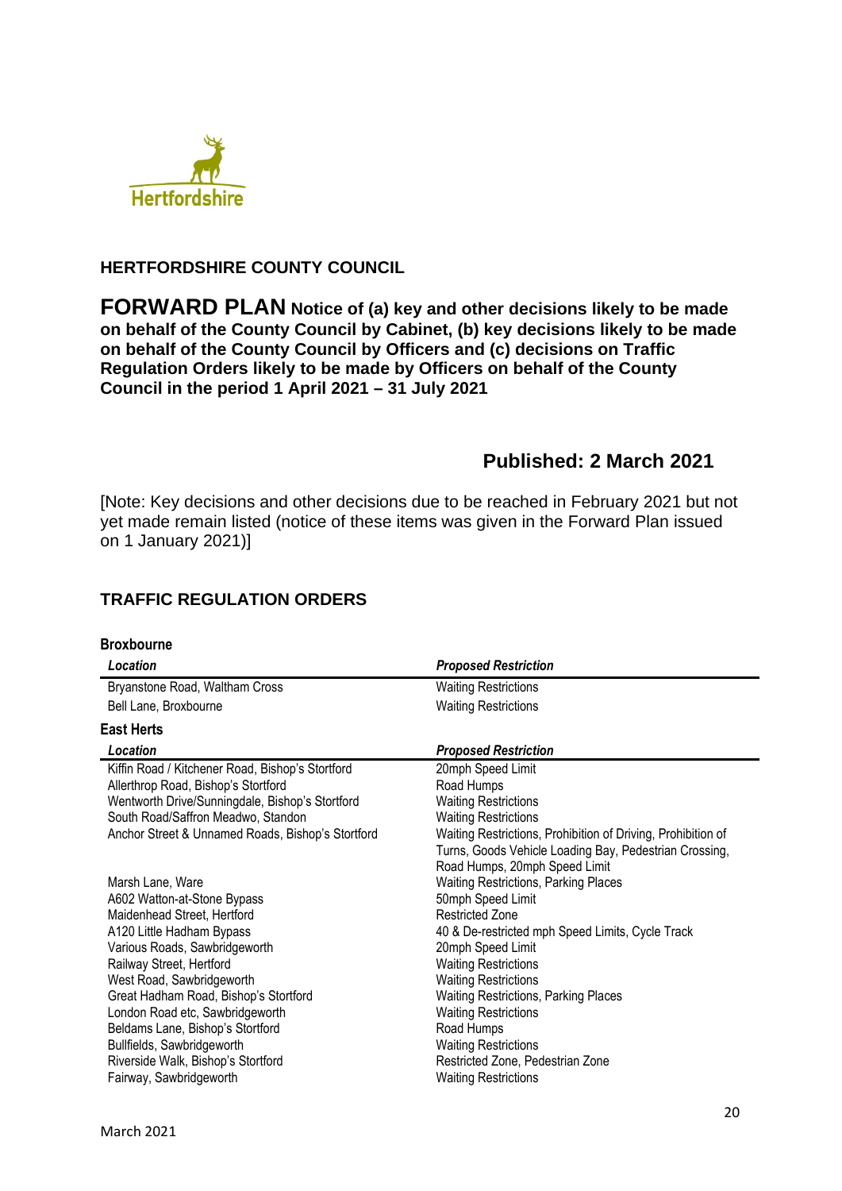**HERTFORDSHIRE COUNTY COUNCIL**

# FORWARD PLAN Notice of (a) key and other decisions likely to be made on behalf of the County Council by Cabinet, (b) key decisions likely to be made on behalf of the County Council by Officers and (c) decisions on Traffic Regulation Orders likely to be made by Officers on behalf of the County Council in the period 1 April 2021 – 31 July 2021

## Published: 2 March 2021

[Note: Key decisions and other decisions due to be reached in February 2021 but not yet made remain listed (notice of these items was given in the Forward Plan issued on 1 January 2021)]

## TRAFFIC REGULATION ORDERS

### Broxbourne

| *Location* | *Proposed Restriction* |
|---|---|
| Bryanstone Road, Waltham Cross | Waiting Restrictions |
| Bell Lane, Broxbourne | Waiting Restrictions |

### East Herts

| *Location* | *Proposed Restriction* |
|---|---|
| Kiffin Road / Kitchener Road, Bishop's Stortford | 20mph Speed Limit |
| Allerthrop Road, Bishop's Stortford | Road Humps |
| Wentworth Drive/Sunningdale, Bishop's Stortford | Waiting Restrictions |
| South Road/Saffron Meadwo, Standon | Waiting Restrictions |
| Anchor Street & Unnamed Roads, Bishop's Stortford | Waiting Restrictions, Prohibition of Driving, Prohibition of Turns, Goods Vehicle Loading Bay, Pedestrian Crossing, Road Humps, 20mph Speed Limit |
| Marsh Lane, Ware | Waiting Restrictions, Parking Places |
| A602 Watton-at-Stone Bypass | 50mph Speed Limit |
| Maidenhead Street, Hertford | Restricted Zone |
| A120 Little Hadham Bypass | 40 & De-restricted mph Speed Limits, Cycle Track |
| Various Roads, Sawbridgeworth | 20mph Speed Limit |
| Railway Street, Hertford | Waiting Restrictions |
| West Road, Sawbridgeworth | Waiting Restrictions |
| Great Hadham Road, Bishop's Stortford | Waiting Restrictions, Parking Places |
| London Road etc, Sawbridgeworth | Waiting Restrictions |
| Beldams Lane, Bishop's Stortford | Road Humps |
| Bullfields, Sawbridgeworth | Waiting Restrictions |
| Riverside Walk, Bishop's Stortford | Restricted Zone, Pedestrian Zone |
| Fairway, Sawbridgeworth | Waiting Restrictions |

March 2021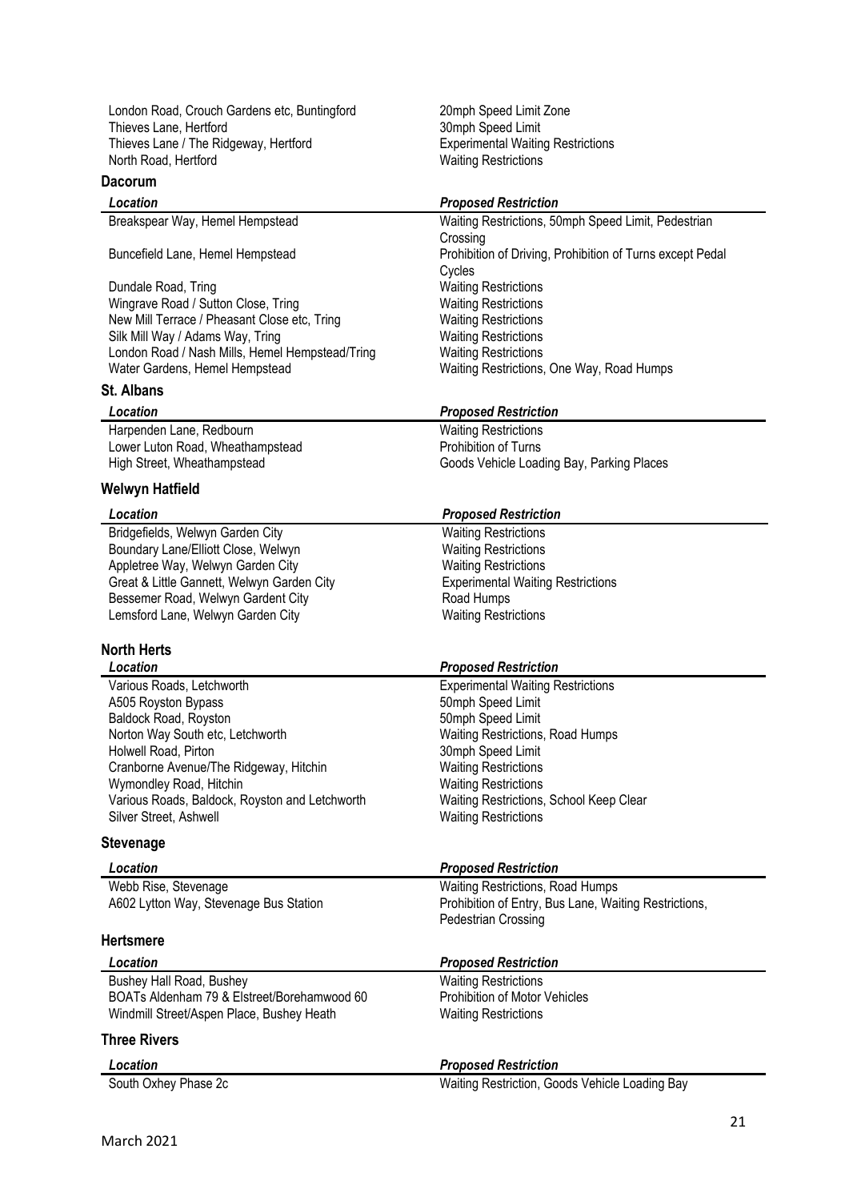| | |
|---|---|
| London Road, Crouch Gardens etc, Buntingford | 20mph Speed Limit Zone |
| Thieves Lane, Hertford | 30mph Speed Limit |
| Thieves Lane / The Ridgeway, Hertford | Experimental Waiting Restrictions |
| North Road, Hertford | Waiting Restrictions |

### Dacorum

| *Location* | *Proposed Restriction* |
|---|---|
| Breakspear Way, Hemel Hempstead | Waiting Restrictions, 50mph Speed Limit, Pedestrian Crossing |
| Buncefield Lane, Hemel Hempstead | Prohibition of Driving, Prohibition of Turns except Pedal Cycles |
| Dundale Road, Tring | Waiting Restrictions |
| Wingrave Road / Sutton Close, Tring | Waiting Restrictions |
| New Mill Terrace / Pheasant Close etc, Tring | Waiting Restrictions |
| Silk Mill Way / Adams Way, Tring | Waiting Restrictions |
| London Road / Nash Mills, Hemel Hempstead/Tring | Waiting Restrictions |
| Water Gardens, Hemel Hempstead | Waiting Restrictions, One Way, Road Humps |

### St. Albans

| *Location* | *Proposed Restriction* |
|---|---|
| Harpenden Lane, Redbourn | Waiting Restrictions |
| Lower Luton Road, Wheathampstead | Prohibition of Turns |
| High Street, Wheathampstead | Goods Vehicle Loading Bay, Parking Places |

### Welwyn Hatfield

| *Location* | *Proposed Restriction* |
|---|---|
| Bridgefields, Welwyn Garden City | Waiting Restrictions |
| Boundary Lane/Elliott Close, Welwyn | Waiting Restrictions |
| Appletree Way, Welwyn Garden City | Waiting Restrictions |
| Great & Little Gannett, Welwyn Garden City | Experimental Waiting Restrictions |
| Bessemer Road, Welwyn Gardent City | Road Humps |
| Lemsford Lane, Welwyn Garden City | Waiting Restrictions |

### North Herts

| *Location* | *Proposed Restriction* |
|---|---|
| Various Roads, Letchworth | Experimental Waiting Restrictions |
| A505 Royston Bypass | 50mph Speed Limit |
| Baldock Road, Royston | 50mph Speed Limit |
| Norton Way South etc, Letchworth | Waiting Restrictions, Road Humps |
| Holwell Road, Pirton | 30mph Speed Limit |
| Cranborne Avenue/The Ridgeway, Hitchin | Waiting Restrictions |
| Wymondley Road, Hitchin | Waiting Restrictions |
| Various Roads, Baldock, Royston and Letchworth | Waiting Restrictions, School Keep Clear |
| Silver Street, Ashwell | Waiting Restrictions |

### Stevenage

| *Location* | *Proposed Restriction* |
|---|---|
| Webb Rise, Stevenage | Waiting Restrictions, Road Humps |
| A602 Lytton Way, Stevenage Bus Station | Prohibition of Entry, Bus Lane, Waiting Restrictions, Pedestrian Crossing |

### Hertsmere

| *Location* | *Proposed Restriction* |
|---|---|
| Bushey Hall Road, Bushey | Waiting Restrictions |
| BOATs Aldenham 79 & Elstreet/Borehamwood 60 | Prohibition of Motor Vehicles |
| Windmill Street/Aspen Place, Bushey Heath | Waiting Restrictions |

### Three Rivers

| *Location* | *Proposed Restriction* |
|---|---|
| South Oxhey Phase 2c | Waiting Restriction, Goods Vehicle Loading Bay |

March 2021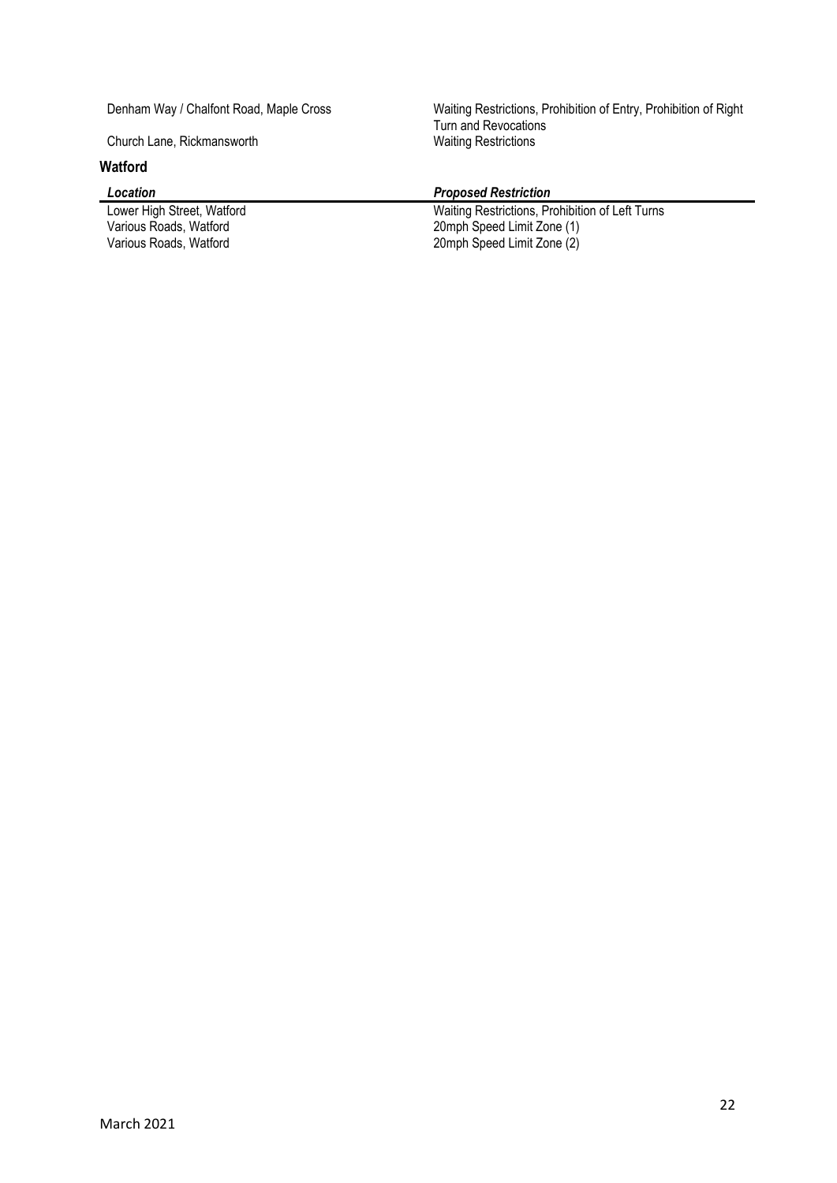| | |
|---|---|
| Denham Way / Chalfont Road, Maple Cross | Waiting Restrictions, Prohibition of Entry, Prohibition of Right Turn and Revocations |
| Church Lane, Rickmansworth | Waiting Restrictions |

### Watford

| *Location* | *Proposed Restriction* |
|---|---|
| Lower High Street, Watford | Waiting Restrictions, Prohibition of Left Turns |
| Various Roads, Watford | 20mph Speed Limit Zone (1) |
| Various Roads, Watford | 20mph Speed Limit Zone (2) |

March 2021